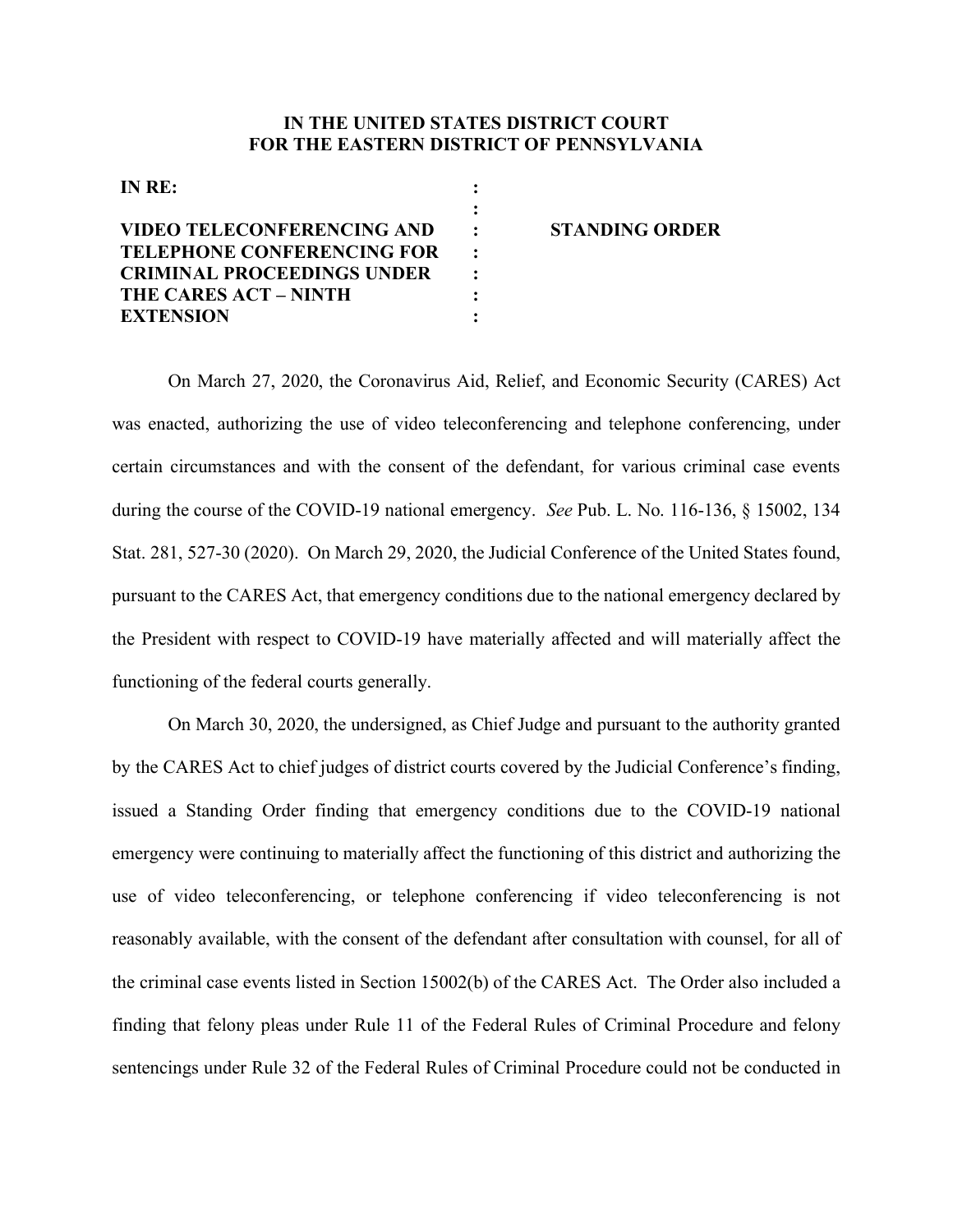**IN THE UNITED STATES DISTRICT COURT**
**FOR THE EASTERN DISTRICT OF PENNSYLVANIA**

| | | |
|---|---|---|
| **IN RE:** | : | |
| | : | |
| **VIDEO TELECONFERENCING AND TELEPHONE CONFERENCING FOR CRIMINAL PROCEEDINGS UNDER THE CARES ACT – NINTH EXTENSION** | : | **STANDING ORDER** |

On March 27, 2020, the Coronavirus Aid, Relief, and Economic Security (CARES) Act was enacted, authorizing the use of video teleconferencing and telephone conferencing, under certain circumstances and with the consent of the defendant, for various criminal case events during the course of the COVID-19 national emergency. *See* Pub. L. No. 116-136, § 15002, 134 Stat. 281, 527-30 (2020). On March 29, 2020, the Judicial Conference of the United States found, pursuant to the CARES Act, that emergency conditions due to the national emergency declared by the President with respect to COVID-19 have materially affected and will materially affect the functioning of the federal courts generally.

On March 30, 2020, the undersigned, as Chief Judge and pursuant to the authority granted by the CARES Act to chief judges of district courts covered by the Judicial Conference's finding, issued a Standing Order finding that emergency conditions due to the COVID-19 national emergency were continuing to materially affect the functioning of this district and authorizing the use of video teleconferencing, or telephone conferencing if video teleconferencing is not reasonably available, with the consent of the defendant after consultation with counsel, for all of the criminal case events listed in Section 15002(b) of the CARES Act. The Order also included a finding that felony pleas under Rule 11 of the Federal Rules of Criminal Procedure and felony sentencings under Rule 32 of the Federal Rules of Criminal Procedure could not be conducted in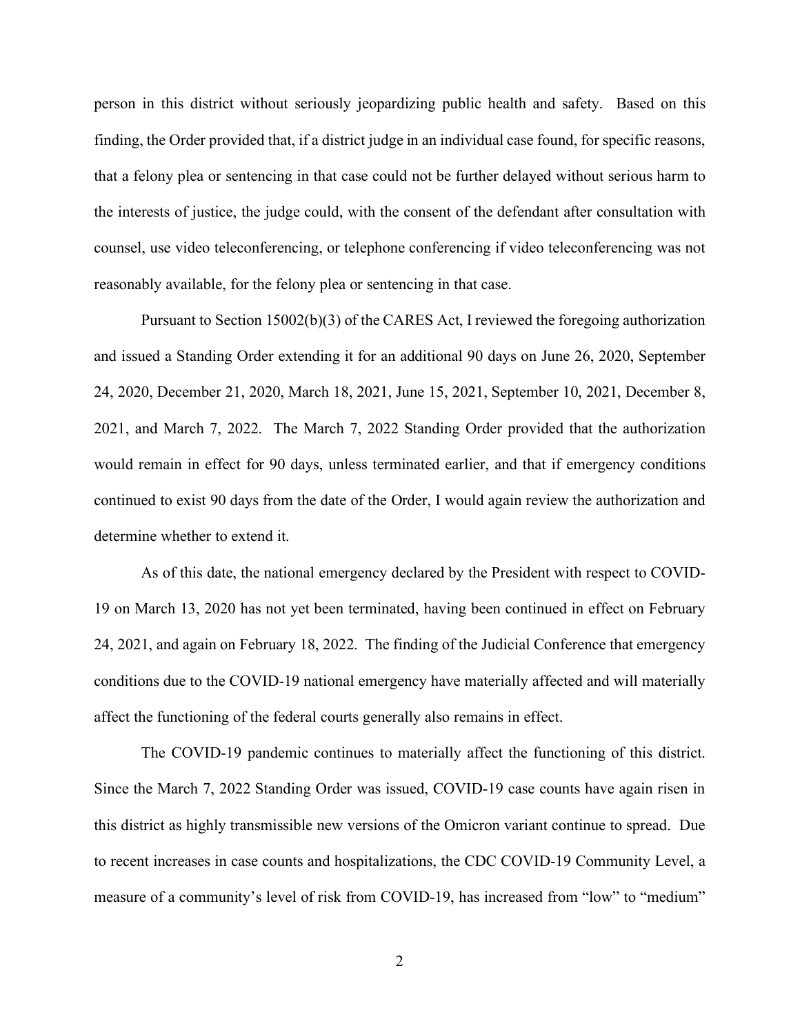person in this district without seriously jeopardizing public health and safety. Based on this finding, the Order provided that, if a district judge in an individual case found, for specific reasons, that a felony plea or sentencing in that case could not be further delayed without serious harm to the interests of justice, the judge could, with the consent of the defendant after consultation with counsel, use video teleconferencing, or telephone conferencing if video teleconferencing was not reasonably available, for the felony plea or sentencing in that case.

Pursuant to Section 15002(b)(3) of the CARES Act, I reviewed the foregoing authorization and issued a Standing Order extending it for an additional 90 days on June 26, 2020, September 24, 2020, December 21, 2020, March 18, 2021, June 15, 2021, September 10, 2021, December 8, 2021, and March 7, 2022. The March 7, 2022 Standing Order provided that the authorization would remain in effect for 90 days, unless terminated earlier, and that if emergency conditions continued to exist 90 days from the date of the Order, I would again review the authorization and determine whether to extend it.

As of this date, the national emergency declared by the President with respect to COVID-19 on March 13, 2020 has not yet been terminated, having been continued in effect on February 24, 2021, and again on February 18, 2022. The finding of the Judicial Conference that emergency conditions due to the COVID-19 national emergency have materially affected and will materially affect the functioning of the federal courts generally also remains in effect.

The COVID-19 pandemic continues to materially affect the functioning of this district. Since the March 7, 2022 Standing Order was issued, COVID-19 case counts have again risen in this district as highly transmissible new versions of the Omicron variant continue to spread. Due to recent increases in case counts and hospitalizations, the CDC COVID-19 Community Level, a measure of a community's level of risk from COVID-19, has increased from "low" to "medium"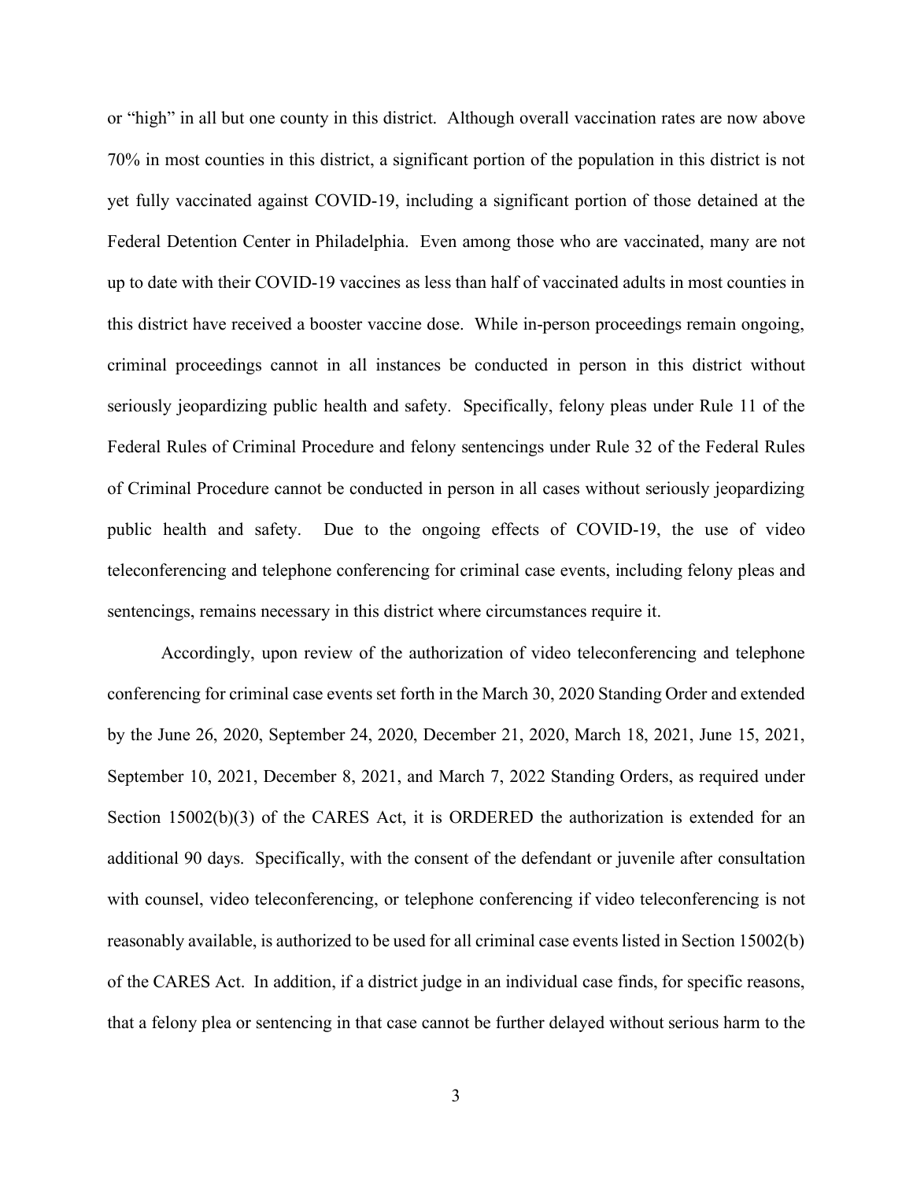or "high" in all but one county in this district. Although overall vaccination rates are now above 70% in most counties in this district, a significant portion of the population in this district is not yet fully vaccinated against COVID-19, including a significant portion of those detained at the Federal Detention Center in Philadelphia. Even among those who are vaccinated, many are not up to date with their COVID-19 vaccines as less than half of vaccinated adults in most counties in this district have received a booster vaccine dose. While in-person proceedings remain ongoing, criminal proceedings cannot in all instances be conducted in person in this district without seriously jeopardizing public health and safety. Specifically, felony pleas under Rule 11 of the Federal Rules of Criminal Procedure and felony sentencings under Rule 32 of the Federal Rules of Criminal Procedure cannot be conducted in person in all cases without seriously jeopardizing public health and safety. Due to the ongoing effects of COVID-19, the use of video teleconferencing and telephone conferencing for criminal case events, including felony pleas and sentencings, remains necessary in this district where circumstances require it.

Accordingly, upon review of the authorization of video teleconferencing and telephone conferencing for criminal case events set forth in the March 30, 2020 Standing Order and extended by the June 26, 2020, September 24, 2020, December 21, 2020, March 18, 2021, June 15, 2021, September 10, 2021, December 8, 2021, and March 7, 2022 Standing Orders, as required under Section 15002(b)(3) of the CARES Act, it is ORDERED the authorization is extended for an additional 90 days. Specifically, with the consent of the defendant or juvenile after consultation with counsel, video teleconferencing, or telephone conferencing if video teleconferencing is not reasonably available, is authorized to be used for all criminal case events listed in Section 15002(b) of the CARES Act. In addition, if a district judge in an individual case finds, for specific reasons, that a felony plea or sentencing in that case cannot be further delayed without serious harm to the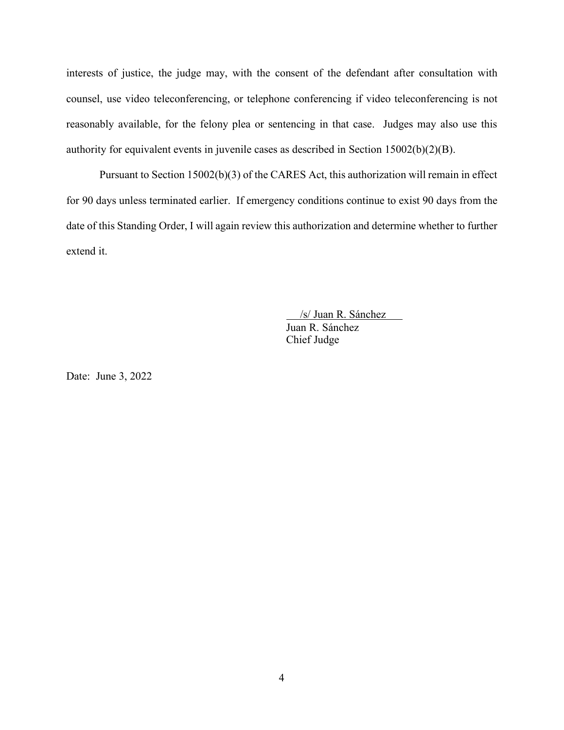interests of justice, the judge may, with the consent of the defendant after consultation with counsel, use video teleconferencing, or telephone conferencing if video teleconferencing is not reasonably available, for the felony plea or sentencing in that case. Judges may also use this authority for equivalent events in juvenile cases as described in Section 15002(b)(2)(B).

Pursuant to Section 15002(b)(3) of the CARES Act, this authorization will remain in effect for 90 days unless terminated earlier. If emergency conditions continue to exist 90 days from the date of this Standing Order, I will again review this authorization and determine whether to further extend it.

/s/ Juan R. Sánchez
Juan R. Sánchez
Chief Judge

Date: June 3, 2022